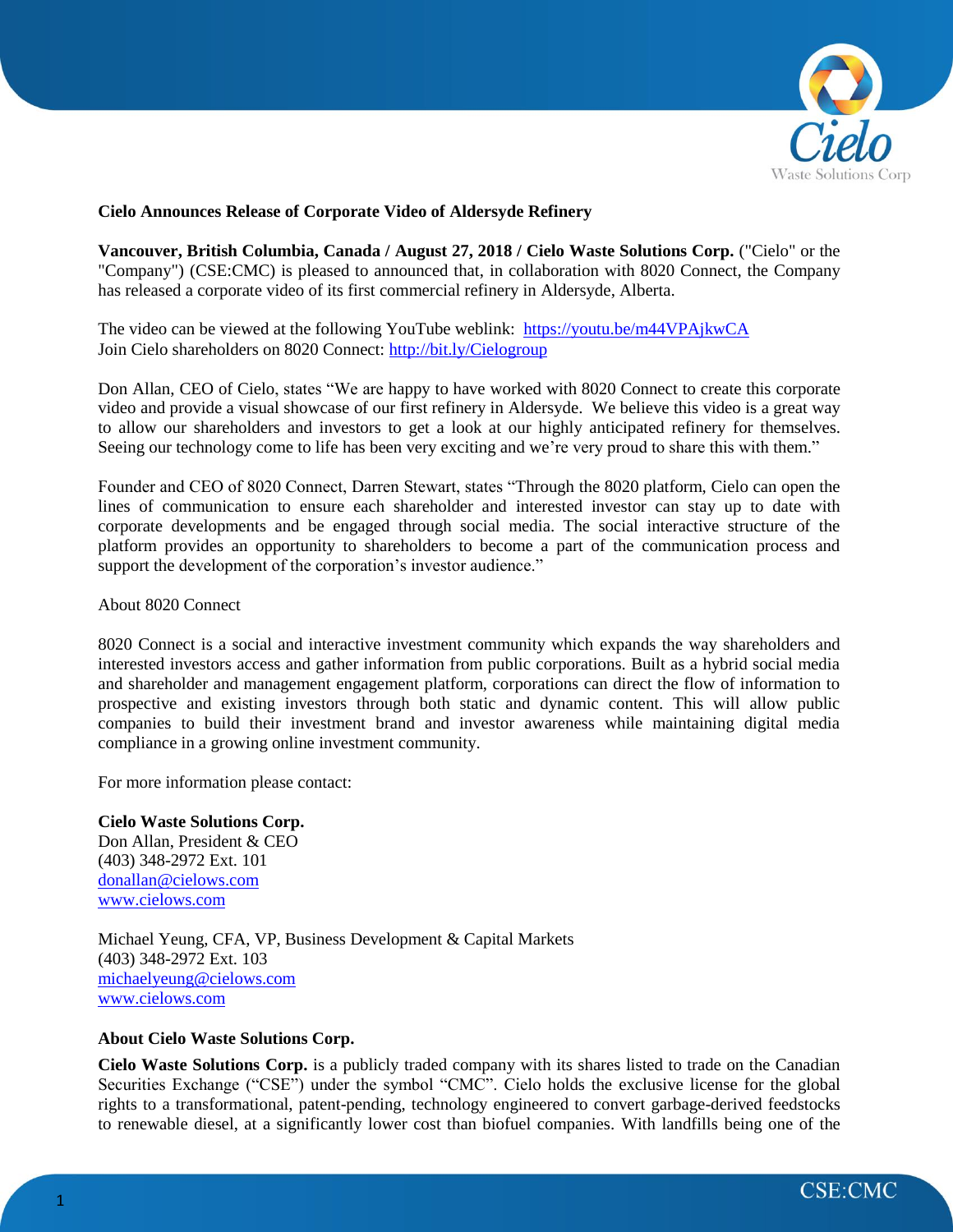**Cielo Announces Release of Corporate Video of Aldersyde Refinery**

**Vancouver, British Columbia, Canada / August 27, 2018 / Cielo Waste Solutions Corp.** ("Cielo" or the "Company") (CSE:CMC) is pleased to announced that, in collaboration with 8020 Connect, the Company has released a corporate video of its first commercial refinery in Aldersyde, Alberta.

The video can be viewed at the following YouTube weblink: https://youtu.be/m44VPAjkwCA
Join Cielo shareholders on 8020 Connect: http://bit.ly/Cielogroup

Don Allan, CEO of Cielo, states "We are happy to have worked with 8020 Connect to create this corporate video and provide a visual showcase of our first refinery in Aldersyde. We believe this video is a great way to allow our shareholders and investors to get a look at our highly anticipated refinery for themselves. Seeing our technology come to life has been very exciting and we're very proud to share this with them."

Founder and CEO of 8020 Connect, Darren Stewart, states "Through the 8020 platform, Cielo can open the lines of communication to ensure each shareholder and interested investor can stay up to date with corporate developments and be engaged through social media. The social interactive structure of the platform provides an opportunity to shareholders to become a part of the communication process and support the development of the corporation's investor audience."

About 8020 Connect

8020 Connect is a social and interactive investment community which expands the way shareholders and interested investors access and gather information from public corporations. Built as a hybrid social media and shareholder and management engagement platform, corporations can direct the flow of information to prospective and existing investors through both static and dynamic content. This will allow public companies to build their investment brand and investor awareness while maintaining digital media compliance in a growing online investment community.

For more information please contact:

**Cielo Waste Solutions Corp.**
Don Allan, President & CEO
(403) 348-2972 Ext. 101
donallan@cielows.com
www.cielows.com

Michael Yeung, CFA, VP, Business Development & Capital Markets
(403) 348-2972 Ext. 103
michaelyeung@cielows.com
www.cielows.com

**About Cielo Waste Solutions Corp.**

**Cielo Waste Solutions Corp.** is a publicly traded company with its shares listed to trade on the Canadian Securities Exchange ("CSE") under the symbol "CMC". Cielo holds the exclusive license for the global rights to a transformational, patent-pending, technology engineered to convert garbage-derived feedstocks to renewable diesel, at a significantly lower cost than biofuel companies. With landfills being one of the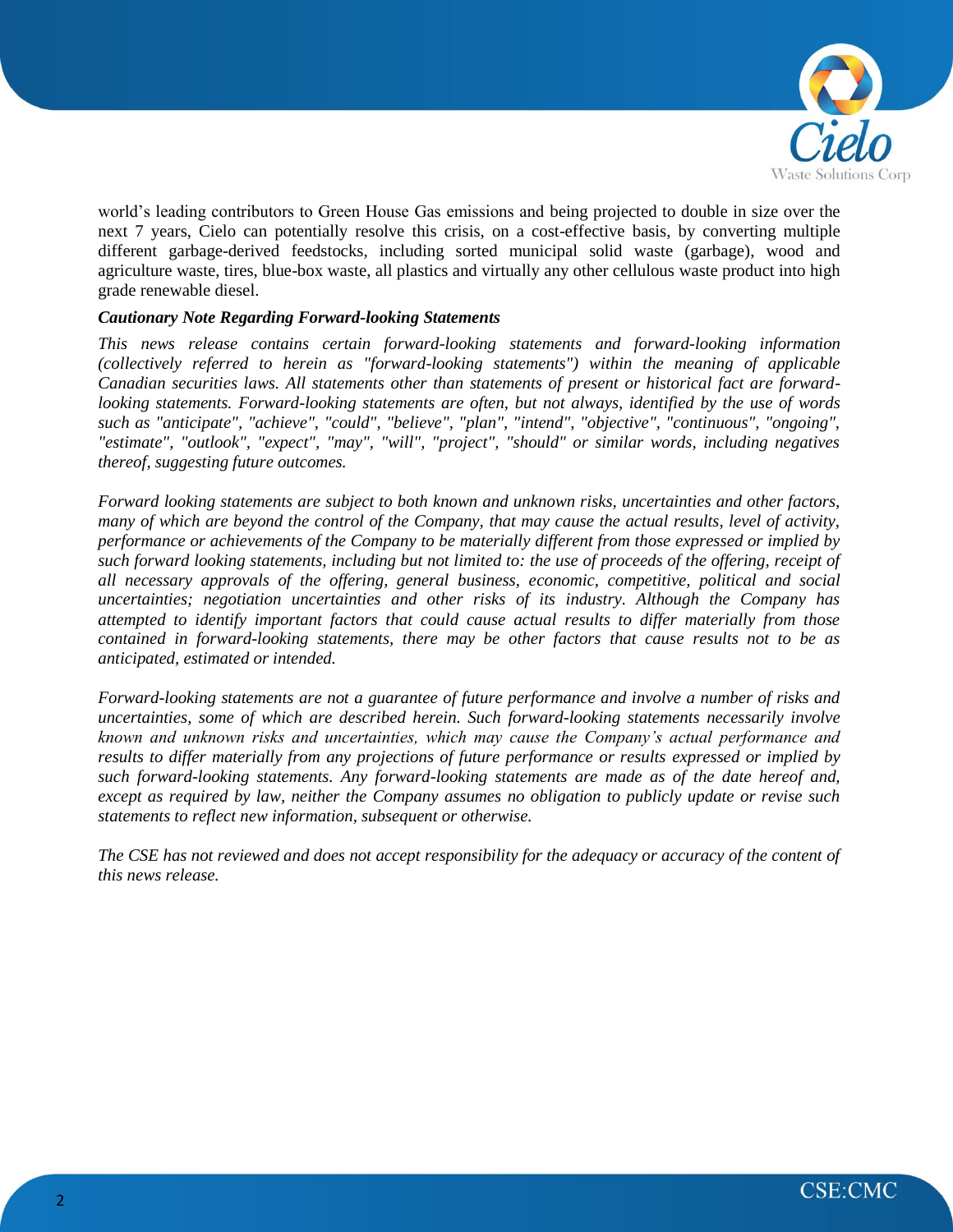world's leading contributors to Green House Gas emissions and being projected to double in size over the next 7 years, Cielo can potentially resolve this crisis, on a cost-effective basis, by converting multiple different garbage-derived feedstocks, including sorted municipal solid waste (garbage), wood and agriculture waste, tires, blue-box waste, all plastics and virtually any other cellulous waste product into high grade renewable diesel.

***Cautionary Note Regarding Forward-looking Statements***

*This news release contains certain forward-looking statements and forward-looking information (collectively referred to herein as "forward-looking statements") within the meaning of applicable Canadian securities laws. All statements other than statements of present or historical fact are forward-looking statements. Forward-looking statements are often, but not always, identified by the use of words such as "anticipate", "achieve", "could", "believe", "plan", "intend", "objective", "continuous", "ongoing", "estimate", "outlook", "expect", "may", "will", "project", "should" or similar words, including negatives thereof, suggesting future outcomes.*

*Forward looking statements are subject to both known and unknown risks, uncertainties and other factors, many of which are beyond the control of the Company, that may cause the actual results, level of activity, performance or achievements of the Company to be materially different from those expressed or implied by such forward looking statements, including but not limited to: the use of proceeds of the offering, receipt of all necessary approvals of the offering, general business, economic, competitive, political and social uncertainties; negotiation uncertainties and other risks of its industry. Although the Company has attempted to identify important factors that could cause actual results to differ materially from those contained in forward-looking statements, there may be other factors that cause results not to be as anticipated, estimated or intended.*

*Forward-looking statements are not a guarantee of future performance and involve a number of risks and uncertainties, some of which are described herein. Such forward-looking statements necessarily involve known and unknown risks and uncertainties, which may cause the Company's actual performance and results to differ materially from any projections of future performance or results expressed or implied by such forward-looking statements. Any forward-looking statements are made as of the date hereof and, except as required by law, neither the Company assumes no obligation to publicly update or revise such statements to reflect new information, subsequent or otherwise.*

*The CSE has not reviewed and does not accept responsibility for the adequacy or accuracy of the content of this news release.*